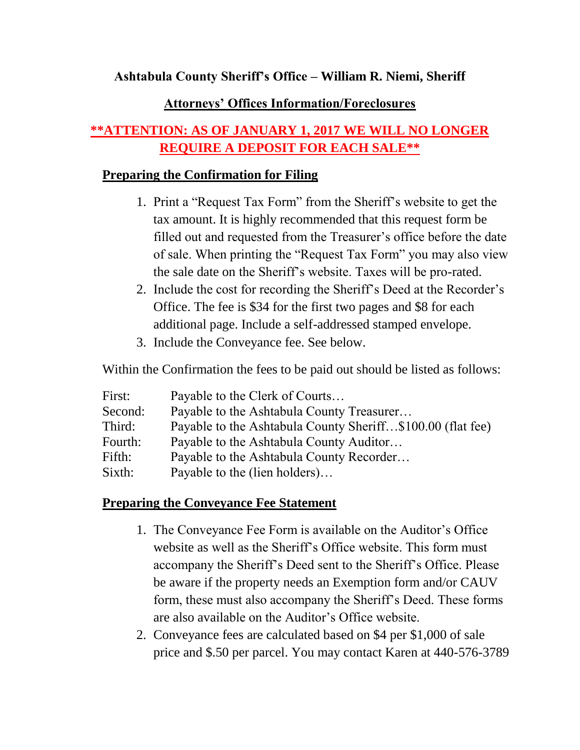**Ashtabula County Sheriff's Office – William R. Niemi, Sheriff**

## Attorneys' Offices Information/Foreclosures

**\*\*ATTENTION: AS OF JANUARY 1, 2017 WE WILL NO LONGER REQUIRE A DEPOSIT FOR EACH SALE\*\***

### Preparing the Confirmation for Filing

1. Print a "Request Tax Form" from the Sheriff's website to get the tax amount. It is highly recommended that this request form be filled out and requested from the Treasurer's office before the date of sale. When printing the "Request Tax Form" you may also view the sale date on the Sheriff's website. Taxes will be pro-rated.
2. Include the cost for recording the Sheriff's Deed at the Recorder's Office. The fee is $34 for the first two pages and $8 for each additional page. Include a self-addressed stamped envelope.
3. Include the Conveyance fee. See below.

Within the Confirmation the fees to be paid out should be listed as follows:

| | |
|---|---|
| First: | Payable to the Clerk of Courts… |
| Second: | Payable to the Ashtabula County Treasurer… |
| Third: | Payable to the Ashtabula County Sheriff…$100.00 (flat fee) |
| Fourth: | Payable to the Ashtabula County Auditor… |
| Fifth: | Payable to the Ashtabula County Recorder… |
| Sixth: | Payable to the (lien holders)… |

### Preparing the Conveyance Fee Statement

1. The Conveyance Fee Form is available on the Auditor's Office website as well as the Sheriff's Office website. This form must accompany the Sheriff's Deed sent to the Sheriff's Office. Please be aware if the property needs an Exemption form and/or CAUV form, these must also accompany the Sheriff's Deed. These forms are also available on the Auditor's Office website.
2. Conveyance fees are calculated based on $4 per $1,000 of sale price and $.50 per parcel. You may contact Karen at 440-576-3789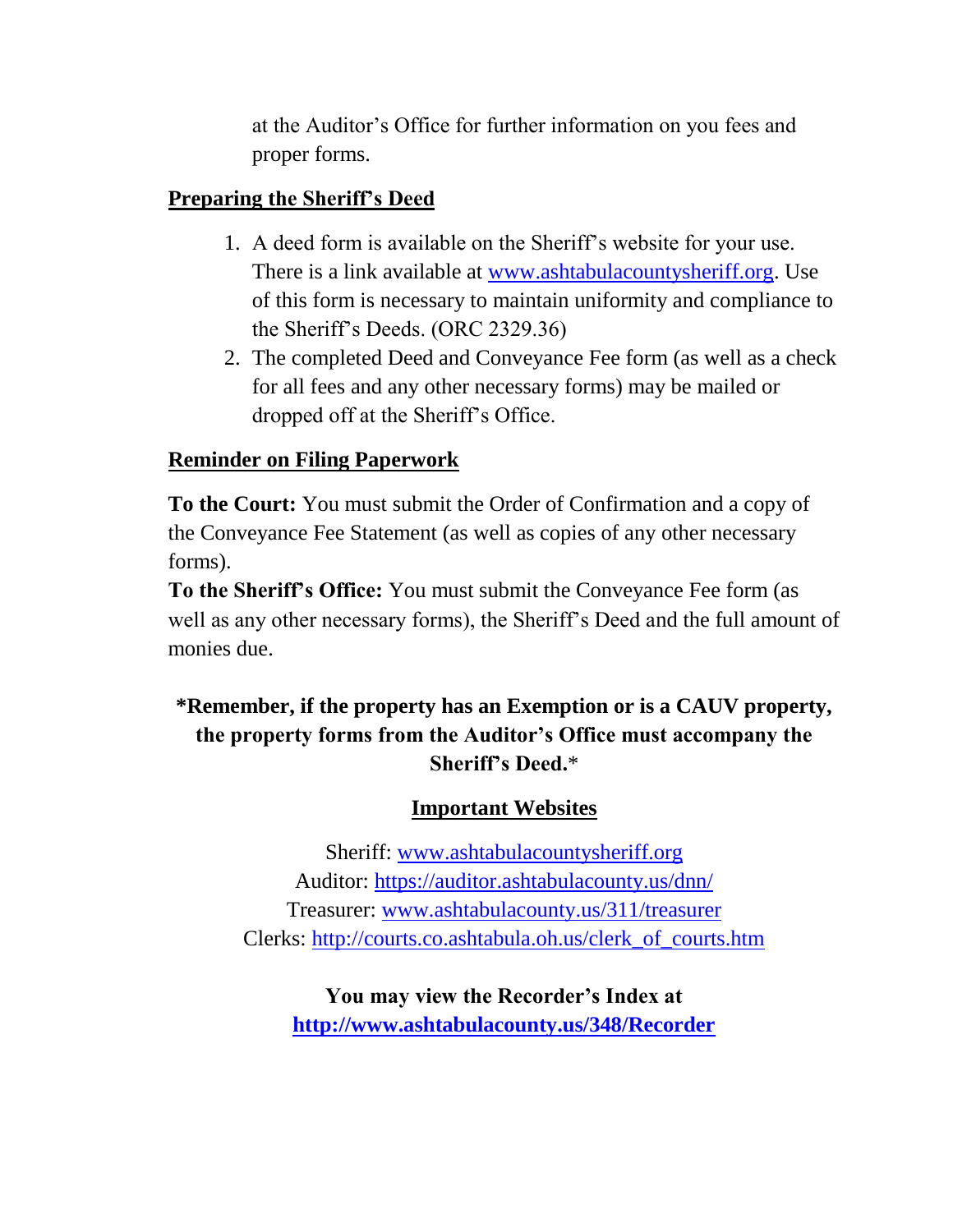at the Auditor's Office for further information on you fees and proper forms.

## Preparing the Sheriff's Deed

1. A deed form is available on the Sheriff's website for your use. There is a link available at www.ashtabulacountysheriff.org. Use of this form is necessary to maintain uniformity and compliance to the Sheriff's Deeds. (ORC 2329.36)
2. The completed Deed and Conveyance Fee form (as well as a check for all fees and any other necessary forms) may be mailed or dropped off at the Sheriff's Office.

## Reminder on Filing Paperwork

**To the Court:** You must submit the Order of Confirmation and a copy of the Conveyance Fee Statement (as well as copies of any other necessary forms).

**To the Sheriff's Office:** You must submit the Conveyance Fee form (as well as any other necessary forms), the Sheriff's Deed and the full amount of monies due.

**\*Remember, if the property has an Exemption or is a CAUV property, the property forms from the Auditor's Office must accompany the Sheriff's Deed.**\*

## Important Websites

Sheriff: www.ashtabulacountysheriff.org
Auditor: https://auditor.ashtabulacounty.us/dnn/
Treasurer: www.ashtabulacounty.us/311/treasurer
Clerks: http://courts.co.ashtabula.oh.us/clerk_of_courts.htm

**You may view the Recorder's Index at**
**http://www.ashtabulacounty.us/348/Recorder**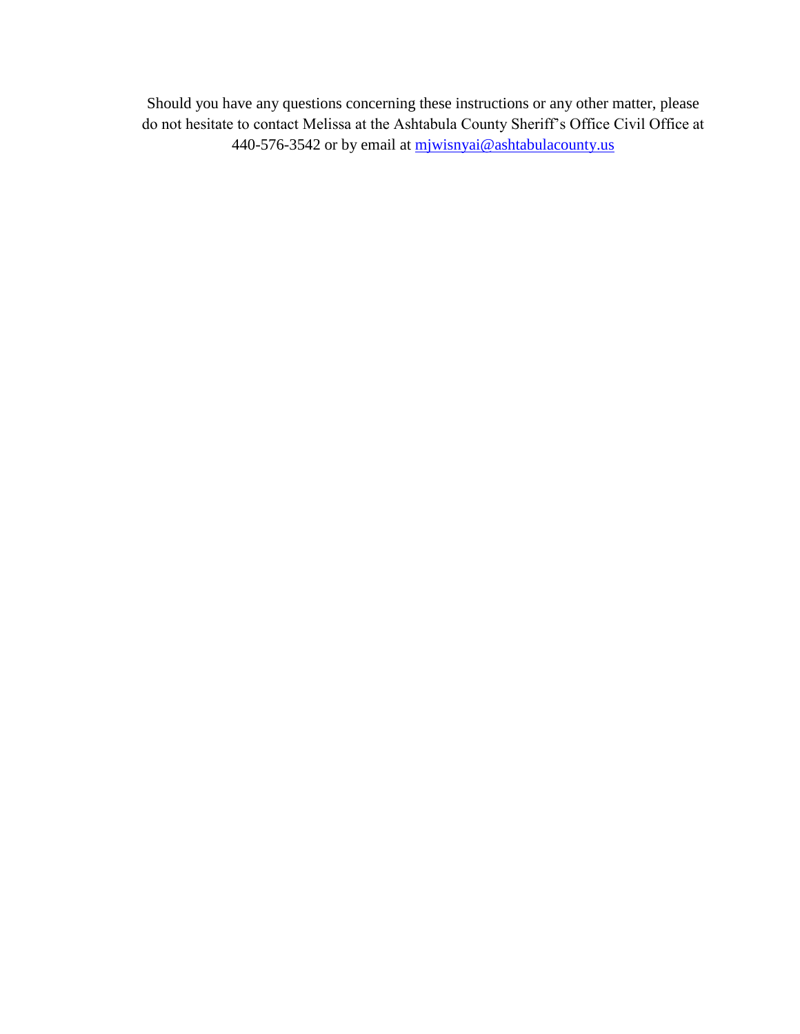Should you have any questions concerning these instructions or any other matter, please do not hesitate to contact Melissa at the Ashtabula County Sheriff's Office Civil Office at 440-576-3542 or by email at [mjwisnyai@ashtabulacounty.us](mailto:mjwisnyai@ashtabulacounty.us)